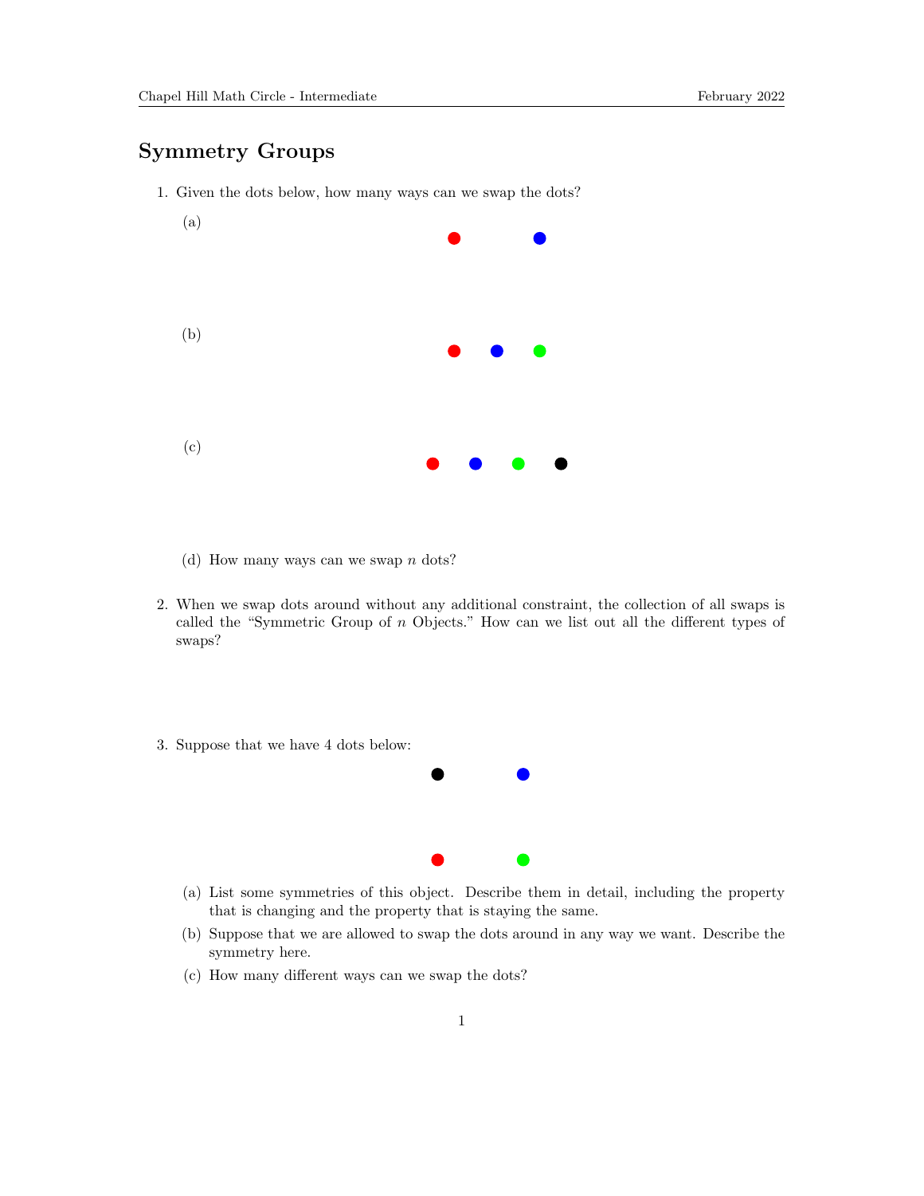## Symmetry Groups

1. Given the dots below, how many ways can we swap the dots?

   (a)

   (b)

   (c)

   (d) How many ways can we swap $n$ dots?

2. When we swap dots around without any additional constraint, the collection of all swaps is called the "Symmetric Group of $n$ Objects." How can we list out all the different types of swaps?

3. Suppose that we have 4 dots below:

   (a) List some symmetries of this object. Describe them in detail, including the property that is changing and the property that is staying the same.

   (b) Suppose that we are allowed to swap the dots around in any way we want. Describe the symmetry here.

   (c) How many different ways can we swap the dots?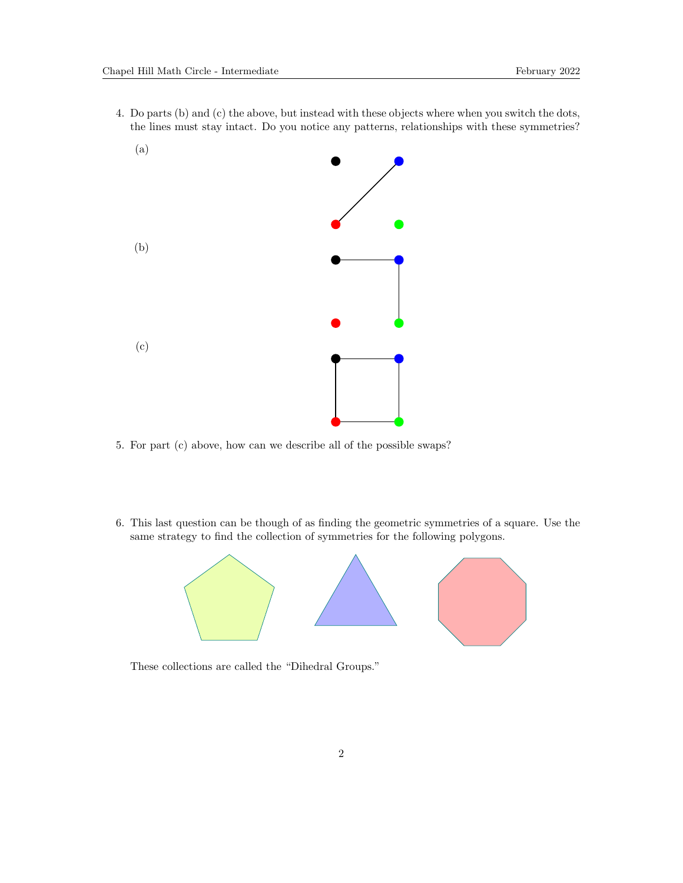4. Do parts (b) and (c) the above, but instead with these objects where when you switch the dots, the lines must stay intact. Do you notice any patterns, relationships with these symmetries?

   (a)

   (b)

   (c)

5. For part (c) above, how can we describe all of the possible swaps?

6. This last question can be though of as finding the geometric symmetries of a square. Use the same strategy to find the collection of symmetries for the following polygons.

   These collections are called the "Dihedral Groups."